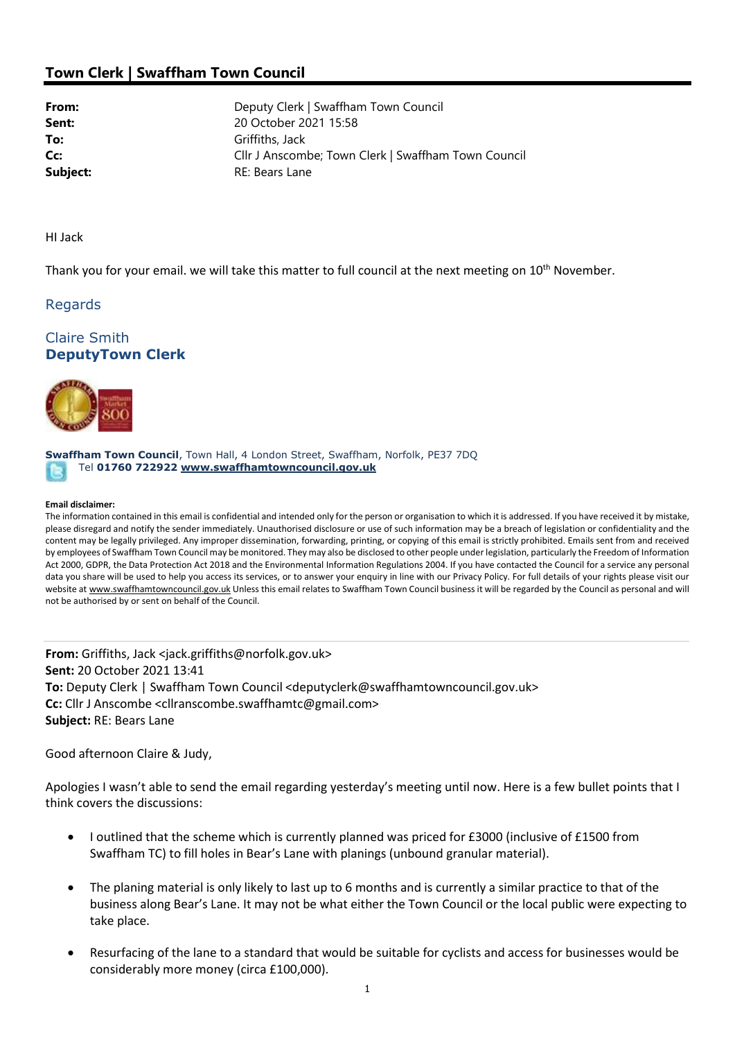## Town Clerk | Swaffham Town Council

| | |
|---|---|
| **From:** | Deputy Clerk \| Swaffham Town Council |
| **Sent:** | 20 October 2021 15:58 |
| **To:** | Griffiths, Jack |
| **Cc:** | Cllr J Anscombe; Town Clerk \| Swaffham Town Council |
| **Subject:** | RE: Bears Lane |

HI Jack

Thank you for your email. we will take this matter to full council at the next meeting on 10th November.

Regards

Claire Smith
**DeputyTown Clerk**

**Swaffham Town Council**, Town Hall, 4 London Street, Swaffham, Norfolk, PE37 7DQ
Tel **01760 722922** **www.swaffhamtowncouncil.gov.uk**

**Email disclaimer:**
The information contained in this email is confidential and intended only for the person or organisation to which it is addressed. If you have received it by mistake, please disregard and notify the sender immediately. Unauthorised disclosure or use of such information may be a breach of legislation or confidentiality and the content may be legally privileged. Any improper dissemination, forwarding, printing, or copying of this email is strictly prohibited. Emails sent from and received by employees of Swaffham Town Council may be monitored. They may also be disclosed to other people under legislation, particularly the Freedom of Information Act 2000, GDPR, the Data Protection Act 2018 and the Environmental Information Regulations 2004. If you have contacted the Council for a service any personal data you share will be used to help you access its services, or to answer your enquiry in line with our Privacy Policy. For full details of your rights please visit our website at www.swaffhamtowncouncil.gov.uk Unless this email relates to Swaffham Town Council business it will be regarded by the Council as personal and will not be authorised by or sent on behalf of the Council.

---

**From:** Griffiths, Jack <jack.griffiths@norfolk.gov.uk>
**Sent:** 20 October 2021 13:41
**To:** Deputy Clerk | Swaffham Town Council <deputyclerk@swaffhamtowncouncil.gov.uk>
**Cc:** Cllr J Anscombe <cllranscombe.swaffhamtc@gmail.com>
**Subject:** RE: Bears Lane

Good afternoon Claire & Judy,

Apologies I wasn't able to send the email regarding yesterday's meeting until now. Here is a few bullet points that I think covers the discussions:

- I outlined that the scheme which is currently planned was priced for £3000 (inclusive of £1500 from Swaffham TC) to fill holes in Bear's Lane with planings (unbound granular material).

- The planing material is only likely to last up to 6 months and is currently a similar practice to that of the business along Bear's Lane. It may not be what either the Town Council or the local public were expecting to take place.

- Resurfacing of the lane to a standard that would be suitable for cyclists and access for businesses would be considerably more money (circa £100,000).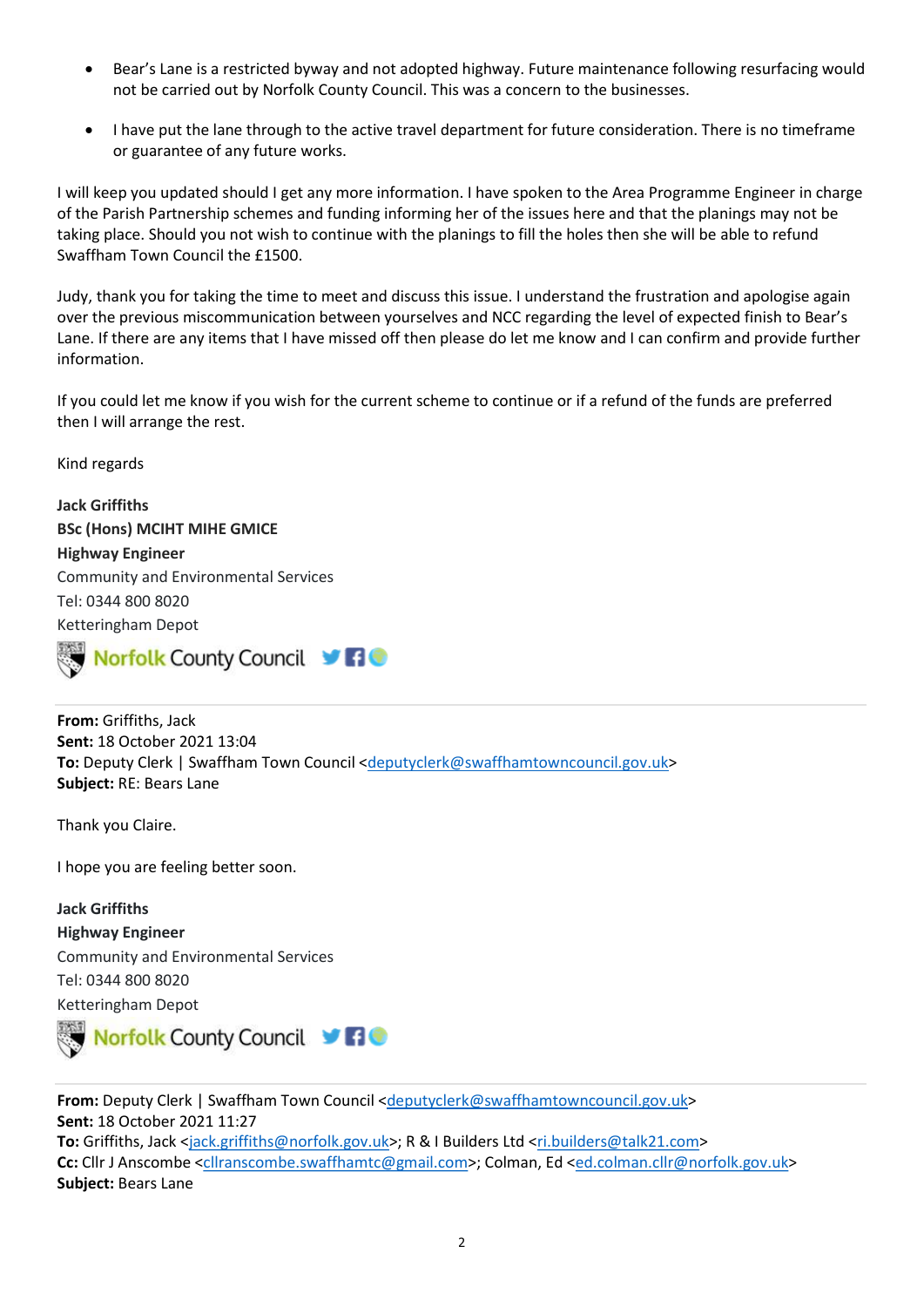- Bear's Lane is a restricted byway and not adopted highway. Future maintenance following resurfacing would not be carried out by Norfolk County Council. This was a concern to the businesses.
- I have put the lane through to the active travel department for future consideration. There is no timeframe or guarantee of any future works.

I will keep you updated should I get any more information. I have spoken to the Area Programme Engineer in charge of the Parish Partnership schemes and funding informing her of the issues here and that the planings may not be taking place. Should you not wish to continue with the planings to fill the holes then she will be able to refund Swaffham Town Council the £1500.

Judy, thank you for taking the time to meet and discuss this issue. I understand the frustration and apologise again over the previous miscommunication between yourselves and NCC regarding the level of expected finish to Bear's Lane. If there are any items that I have missed off then please do let me know and I can confirm and provide further information.

If you could let me know if you wish for the current scheme to continue or if a refund of the funds are preferred then I will arrange the rest.

Kind regards

**Jack Griffiths**
**BSc (Hons) MCIHT MIHE GMICE**
**Highway Engineer**
Community and Environmental Services
Tel: 0344 800 8020
Ketteringham Depot
Norfolk County Council

---

**From:** Griffiths, Jack
**Sent:** 18 October 2021 13:04
**To:** Deputy Clerk | Swaffham Town Council <deputyclerk@swaffhamtowncouncil.gov.uk>
**Subject:** RE: Bears Lane

Thank you Claire.

I hope you are feeling better soon.

**Jack Griffiths**
**Highway Engineer**
Community and Environmental Services
Tel: 0344 800 8020
Ketteringham Depot
Norfolk County Council

---

**From:** Deputy Clerk | Swaffham Town Council <deputyclerk@swaffhamtowncouncil.gov.uk>
**Sent:** 18 October 2021 11:27
**To:** Griffiths, Jack <jack.griffiths@norfolk.gov.uk>; R & I Builders Ltd <ri.builders@talk21.com>
**Cc:** Cllr J Anscombe <cllranscombe.swaffhamtc@gmail.com>; Colman, Ed <ed.colman.cllr@norfolk.gov.uk>
**Subject:** Bears Lane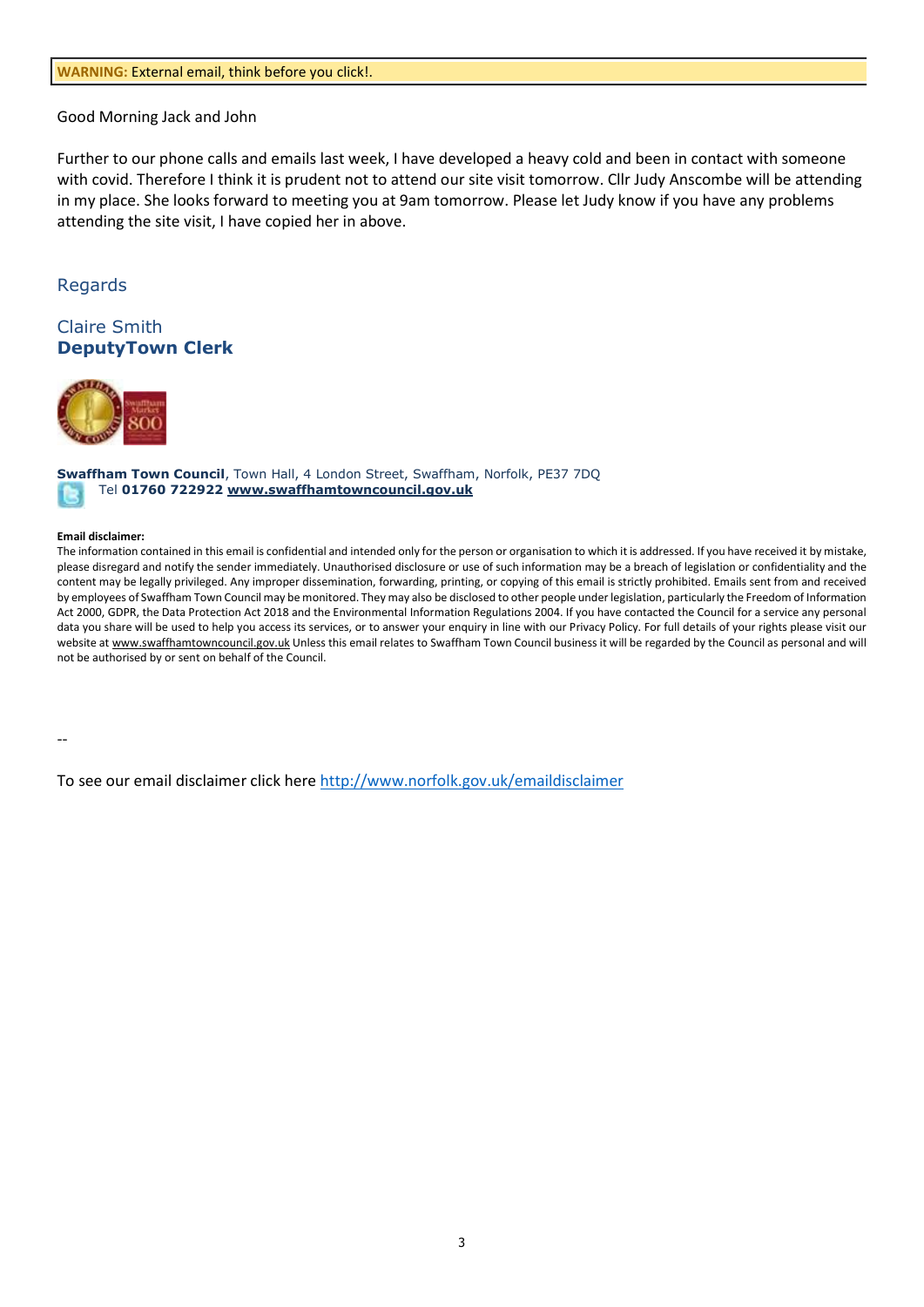**WARNING:** External email, think before you click!.

Good Morning Jack and John

Further to our phone calls and emails last week, I have developed a heavy cold and been in contact with someone with covid. Therefore I think it is prudent not to attend our site visit tomorrow. Cllr Judy Anscombe will be attending in my place. She looks forward to meeting you at 9am tomorrow. Please let Judy know if you have any problems attending the site visit, I have copied her in above.

Regards

Claire Smith
**DeputyTown Clerk**

**Swaffham Town Council**, Town Hall, 4 London Street, Swaffham, Norfolk, PE37 7DQ
Tel **01760 722922** **www.swaffhamtowncouncil.gov.uk**

**Email disclaimer:**
The information contained in this email is confidential and intended only for the person or organisation to which it is addressed. If you have received it by mistake, please disregard and notify the sender immediately. Unauthorised disclosure or use of such information may be a breach of legislation or confidentiality and the content may be legally privileged. Any improper dissemination, forwarding, printing, or copying of this email is strictly prohibited. Emails sent from and received by employees of Swaffham Town Council may be monitored. They may also be disclosed to other people under legislation, particularly the Freedom of Information Act 2000, GDPR, the Data Protection Act 2018 and the Environmental Information Regulations 2004. If you have contacted the Council for a service any personal data you share will be used to help you access its services, or to answer your enquiry in line with our Privacy Policy. For full details of your rights please visit our website at www.swaffhamtowncouncil.gov.uk Unless this email relates to Swaffham Town Council business it will be regarded by the Council as personal and will not be authorised by or sent on behalf of the Council.

--

To see our email disclaimer click here http://www.norfolk.gov.uk/emaildisclaimer